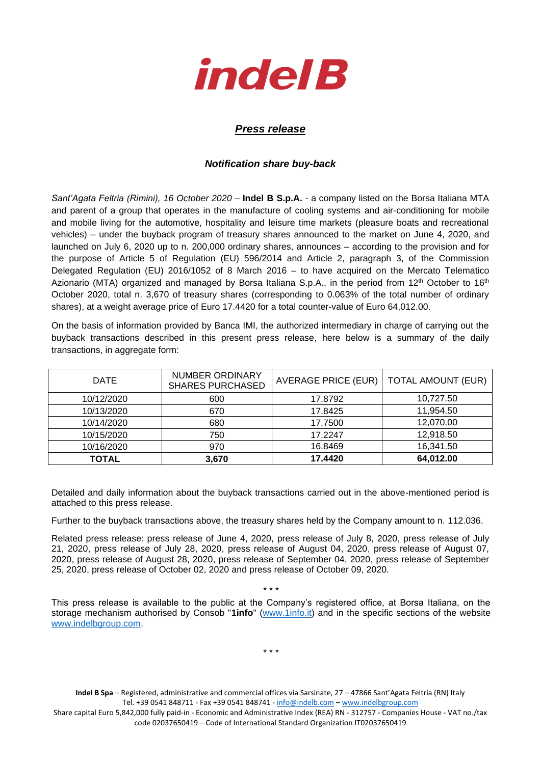indel B

## *Press release*

### *Notification share buy-back*

*Sant'Agata Feltria (Rimini), 16 October 2020* – **Indel B S.p.A.** - a company listed on the Borsa Italiana MTA and parent of a group that operates in the manufacture of cooling systems and air-conditioning for mobile and mobile living for the automotive, hospitality and leisure time markets (pleasure boats and recreational vehicles) – under the buyback program of treasury shares announced to the market on June 4, 2020, and launched on July 6, 2020 up to n. 200,000 ordinary shares, announces – according to the provision and for the purpose of Article 5 of Regulation (EU) 596/2014 and Article 2, paragraph 3, of the Commission Delegated Regulation (EU) 2016/1052 of 8 March 2016 – to have acquired on the Mercato Telematico Azionario (MTA) organized and managed by Borsa Italiana S.p.A., in the period from 12th October to 16th October 2020, total n. 3,670 of treasury shares (corresponding to 0.063% of the total number of ordinary shares), at a weight average price of Euro 17.4420 for a total counter-value of Euro 64,012.00.

On the basis of information provided by Banca IMI, the authorized intermediary in charge of carrying out the buyback transactions described in this present press release, here below is a summary of the daily transactions, in aggregate form:

| DATE | NUMBER ORDINARY SHARES PURCHASED | AVERAGE PRICE (EUR) | TOTAL AMOUNT (EUR) |
|---|---|---|---|
| 10/12/2020 | 600 | 17.8792 | 10,727.50 |
| 10/13/2020 | 670 | 17.8425 | 11,954.50 |
| 10/14/2020 | 680 | 17.7500 | 12,070.00 |
| 10/15/2020 | 750 | 17.2247 | 12,918.50 |
| 10/16/2020 | 970 | 16.8469 | 16,341.50 |
| **TOTAL** | **3,670** | **17.4420** | **64,012.00** |

Detailed and daily information about the buyback transactions carried out in the above-mentioned period is attached to this press release.

Further to the buyback transactions above, the treasury shares held by the Company amount to n. 112.036.

Related press release: press release of June 4, 2020, press release of July 8, 2020, press release of July 21, 2020, press release of July 28, 2020, press release of August 04, 2020, press release of August 07, 2020, press release of August 28, 2020, press release of September 04, 2020, press release of September 25, 2020, press release of October 02, 2020 and press release of October 09, 2020.

\* \* \*

This press release is available to the public at the Company's registered office, at Borsa Italiana, on the storage mechanism authorised by Consob "**1info**" (www.1info.it) and in the specific sections of the website www.indelbgroup.com.

\* \* \*

**Indel B Spa** – Registered, administrative and commercial offices via Sarsinate, 27 – 47866 Sant'Agata Feltria (RN) Italy
Tel. +39 0541 848711 - Fax +39 0541 848741 - info@indelb.com – www.indelbgroup.com
Share capital Euro 5,842,000 fully paid-in - Economic and Administrative Index (REA) RN - 312757 - Companies House - VAT no./tax code 02037650419 – Code of International Standard Organization IT02037650419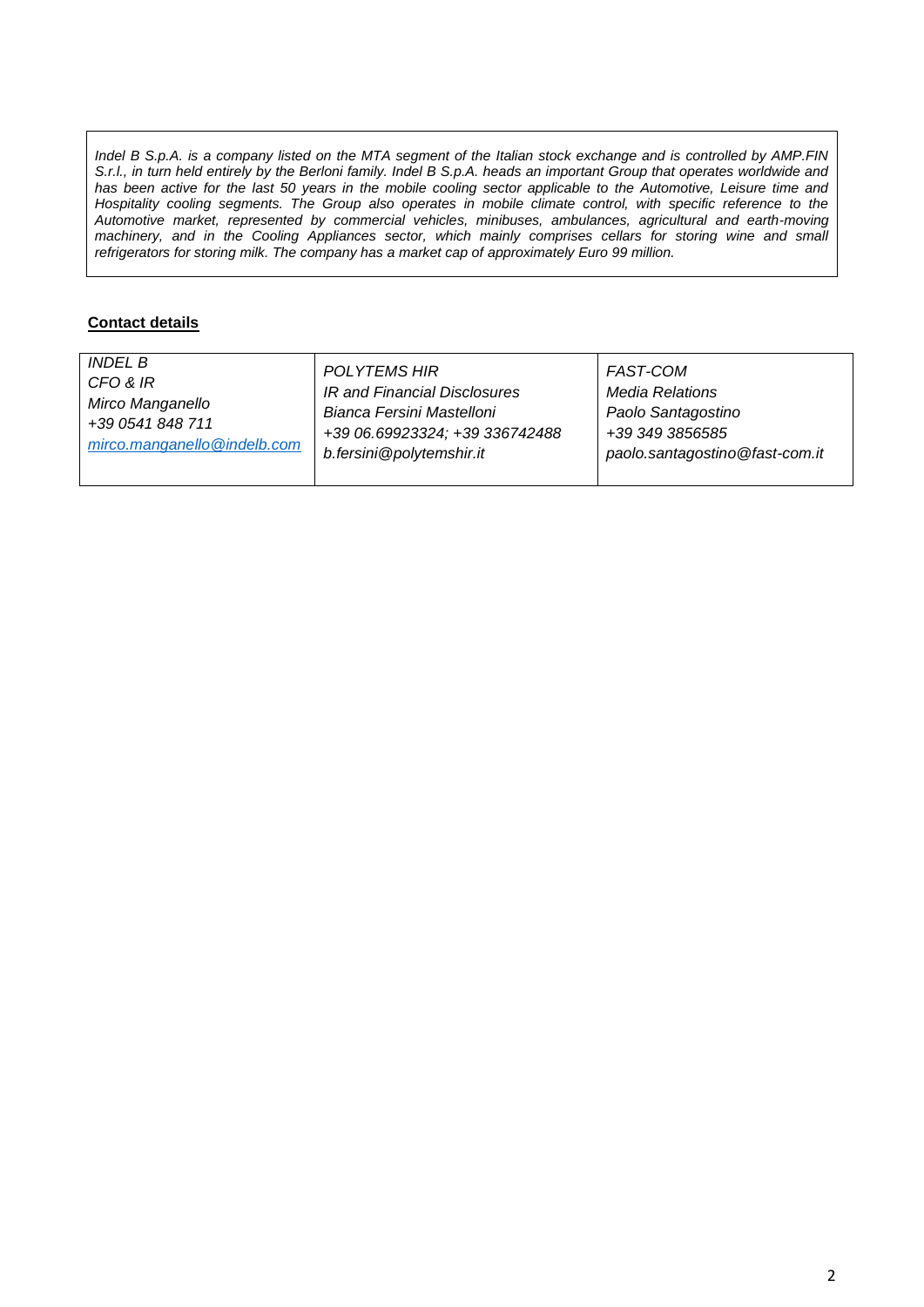*Indel B S.p.A. is a company listed on the MTA segment of the Italian stock exchange and is controlled by AMP.FIN S.r.l., in turn held entirely by the Berloni family. Indel B S.p.A. heads an important Group that operates worldwide and has been active for the last 50 years in the mobile cooling sector applicable to the Automotive, Leisure time and Hospitality cooling segments. The Group also operates in mobile climate control, with specific reference to the Automotive market, represented by commercial vehicles, minibuses, ambulances, agricultural and earth-moving machinery, and in the Cooling Appliances sector, which mainly comprises cellars for storing wine and small refrigerators for storing milk. The company has a market cap of approximately Euro 99 million.*

**Contact details**

| *INDEL B*<br>*CFO & IR*<br>*Mirco Manganello*<br>*+39 0541 848 711*<br>*mirco.manganello@indelb.com* | *POLYTEMS HIR*<br>*IR and Financial Disclosures*<br>*Bianca Fersini Mastelloni*<br>*+39 06.69923324; +39 336742488*<br>*b.fersini@polytemshir.it* | *FAST-COM*<br>*Media Relations*<br>*Paolo Santagostino*<br>*+39 349 3856585*<br>*paolo.santagostino@fast-com.it* |
|---|---|---|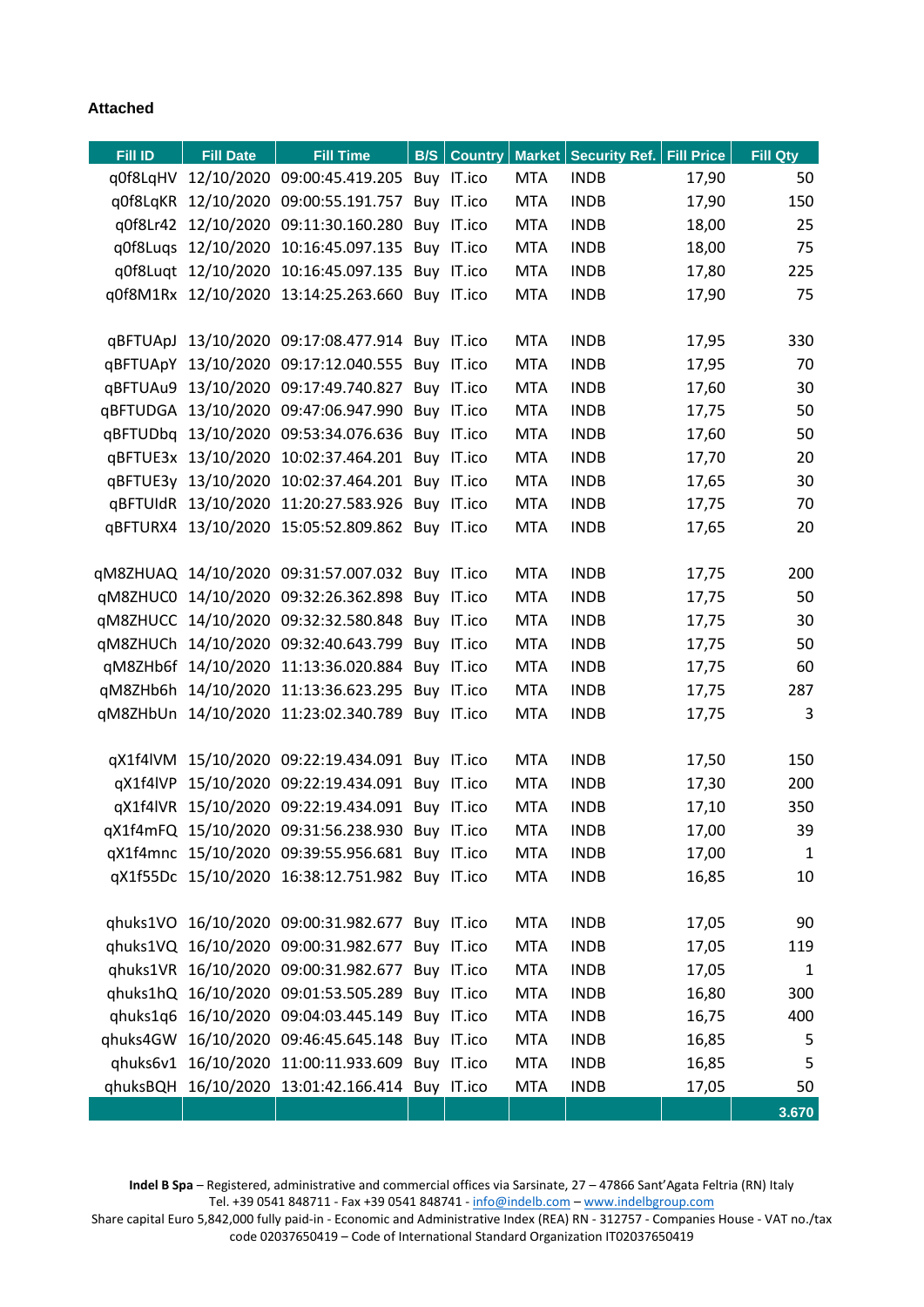**Attached**

| Fill ID | Fill Date | Fill Time | B/S | Country | Market | Security Ref. | Fill Price | Fill Qty |
|---|---|---|---|---|---|---|---|---|
| q0f8LqHV | 12/10/2020 | 09:00:45.419.205 | Buy | IT.ico | MTA | INDB | 17,90 | 50 |
| q0f8LqKR | 12/10/2020 | 09:00:55.191.757 | Buy | IT.ico | MTA | INDB | 17,90 | 150 |
| q0f8Lr42 | 12/10/2020 | 09:11:30.160.280 | Buy | IT.ico | MTA | INDB | 18,00 | 25 |
| q0f8Luqs | 12/10/2020 | 10:16:45.097.135 | Buy | IT.ico | MTA | INDB | 18,00 | 75 |
| q0f8Luqt | 12/10/2020 | 10:16:45.097.135 | Buy | IT.ico | MTA | INDB | 17,80 | 225 |
| q0f8M1Rx | 12/10/2020 | 13:14:25.263.660 | Buy | IT.ico | MTA | INDB | 17,90 | 75 |
| | | | | | | | | |
| qBFTUApJ | 13/10/2020 | 09:17:08.477.914 | Buy | IT.ico | MTA | INDB | 17,95 | 330 |
| qBFTUApY | 13/10/2020 | 09:17:12.040.555 | Buy | IT.ico | MTA | INDB | 17,95 | 70 |
| qBFTUAu9 | 13/10/2020 | 09:17:49.740.827 | Buy | IT.ico | MTA | INDB | 17,60 | 30 |
| qBFTUDGA | 13/10/2020 | 09:47:06.947.990 | Buy | IT.ico | MTA | INDB | 17,75 | 50 |
| qBFTUDbq | 13/10/2020 | 09:53:34.076.636 | Buy | IT.ico | MTA | INDB | 17,60 | 50 |
| qBFTUE3x | 13/10/2020 | 10:02:37.464.201 | Buy | IT.ico | MTA | INDB | 17,70 | 20 |
| qBFTUE3y | 13/10/2020 | 10:02:37.464.201 | Buy | IT.ico | MTA | INDB | 17,65 | 30 |
| qBFTUIdR | 13/10/2020 | 11:20:27.583.926 | Buy | IT.ico | MTA | INDB | 17,75 | 70 |
| qBFTURX4 | 13/10/2020 | 15:05:52.809.862 | Buy | IT.ico | MTA | INDB | 17,65 | 20 |
| | | | | | | | | |
| qM8ZHUAQ | 14/10/2020 | 09:31:57.007.032 | Buy | IT.ico | MTA | INDB | 17,75 | 200 |
| qM8ZHUC0 | 14/10/2020 | 09:32:26.362.898 | Buy | IT.ico | MTA | INDB | 17,75 | 50 |
| qM8ZHUCC | 14/10/2020 | 09:32:32.580.848 | Buy | IT.ico | MTA | INDB | 17,75 | 30 |
| qM8ZHUCh | 14/10/2020 | 09:32:40.643.799 | Buy | IT.ico | MTA | INDB | 17,75 | 50 |
| qM8ZHb6f | 14/10/2020 | 11:13:36.020.884 | Buy | IT.ico | MTA | INDB | 17,75 | 60 |
| qM8ZHb6h | 14/10/2020 | 11:13:36.623.295 | Buy | IT.ico | MTA | INDB | 17,75 | 287 |
| qM8ZHbUn | 14/10/2020 | 11:23:02.340.789 | Buy | IT.ico | MTA | INDB | 17,75 | 3 |
| | | | | | | | | |
| qX1f4lVM | 15/10/2020 | 09:22:19.434.091 | Buy | IT.ico | MTA | INDB | 17,50 | 150 |
| qX1f4lVP | 15/10/2020 | 09:22:19.434.091 | Buy | IT.ico | MTA | INDB | 17,30 | 200 |
| qX1f4lVR | 15/10/2020 | 09:22:19.434.091 | Buy | IT.ico | MTA | INDB | 17,10 | 350 |
| qX1f4mFQ | 15/10/2020 | 09:31:56.238.930 | Buy | IT.ico | MTA | INDB | 17,00 | 39 |
| qX1f4mnc | 15/10/2020 | 09:39:55.956.681 | Buy | IT.ico | MTA | INDB | 17,00 | 1 |
| qX1f55Dc | 15/10/2020 | 16:38:12.751.982 | Buy | IT.ico | MTA | INDB | 16,85 | 10 |
| | | | | | | | | |
| qhuks1VO | 16/10/2020 | 09:00:31.982.677 | Buy | IT.ico | MTA | INDB | 17,05 | 90 |
| qhuks1VQ | 16/10/2020 | 09:00:31.982.677 | Buy | IT.ico | MTA | INDB | 17,05 | 119 |
| qhuks1VR | 16/10/2020 | 09:00:31.982.677 | Buy | IT.ico | MTA | INDB | 17,05 | 1 |
| qhuks1hQ | 16/10/2020 | 09:01:53.505.289 | Buy | IT.ico | MTA | INDB | 16,80 | 300 |
| qhuks1q6 | 16/10/2020 | 09:04:03.445.149 | Buy | IT.ico | MTA | INDB | 16,75 | 400 |
| qhuks4GW | 16/10/2020 | 09:46:45.645.148 | Buy | IT.ico | MTA | INDB | 16,85 | 5 |
| qhuks6v1 | 16/10/2020 | 11:00:11.933.609 | Buy | IT.ico | MTA | INDB | 16,85 | 5 |
| qhuksBQH | 16/10/2020 | 13:01:42.166.414 | Buy | IT.ico | MTA | INDB | 17,05 | 50 |
| | | | | | | | | **3.670** |

**Indel B Spa** – Registered, administrative and commercial offices via Sarsinate, 27 – 47866 Sant'Agata Feltria (RN) Italy
Tel. +39 0541 848711 - Fax +39 0541 848741 - info@indelb.com – www.indelbgroup.com
Share capital Euro 5,842,000 fully paid-in - Economic and Administrative Index (REA) RN - 312757 - Companies House - VAT no./tax code 02037650419 – Code of International Standard Organization IT02037650419